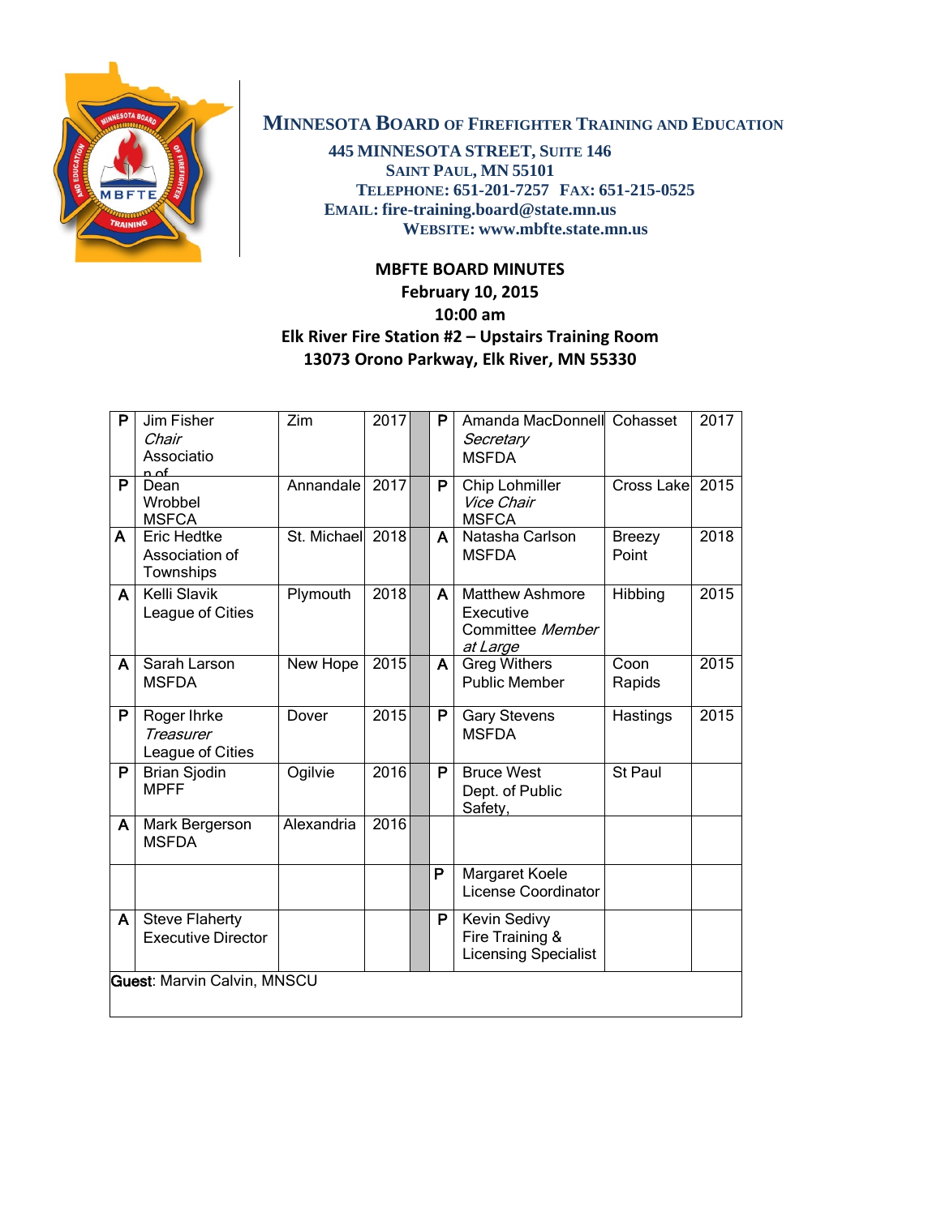**MINNESOTA BOARD OF FIREFIGHTER TRAINING AND EDUCATION**

**445 MINNESOTA STREET, SUITE 146**
**SAINT PAUL, MN 55101**
**TELEPHONE: 651-201-7257 FAX: 651-215-0525**
**EMAIL: fire-training.board@state.mn.us**
**WEBSITE: www.mbfte.state.mn.us**

# MBFTE BOARD MINUTES
## February 10, 2015
## 10:00 am
## Elk River Fire Station #2 – Upstairs Training Room
## 13073 Orono Parkway, Elk River, MN 55330

| | | | | | | | | |
|---|---|---|---|---|---|---|---|---|
| P | Jim Fisher *Chair* Association of | Zim | 2017 | | P | Amanda MacDonnell *Secretary* MSFDA | Cohasset | 2017 |
| P | Dean Wrobbel MSFCA | Annandale | 2017 | | P | Chip Lohmiller *Vice Chair* MSFCA | Cross Lake | 2015 |
| A | Eric Hedtke Association of Townships | St. Michael | 2018 | | A | Natasha Carlson MSFDA | Breezy Point | 2018 |
| A | Kelli Slavik League of Cities | Plymouth | 2018 | | A | Matthew Ashmore Executive Committee *Member at Large* | Hibbing | 2015 |
| A | Sarah Larson MSFDA | New Hope | 2015 | | A | Greg Withers Public Member | Coon Rapids | 2015 |
| P | Roger Ihrke *Treasurer* League of Cities | Dover | 2015 | | P | Gary Stevens MSFDA | Hastings | 2015 |
| P | Brian Sjodin MPFF | Ogilvie | 2016 | | P | Bruce West Dept. of Public Safety, | St Paul | |
| A | Mark Bergerson MSFDA | Alexandria | 2016 | | | | | |
| | | | | | P | Margaret Koele License Coordinator | | |
| A | Steve Flaherty Executive Director | | | | P | Kevin Sedivy Fire Training & Licensing Specialist | | |

**Guest**: Marvin Calvin, MNSCU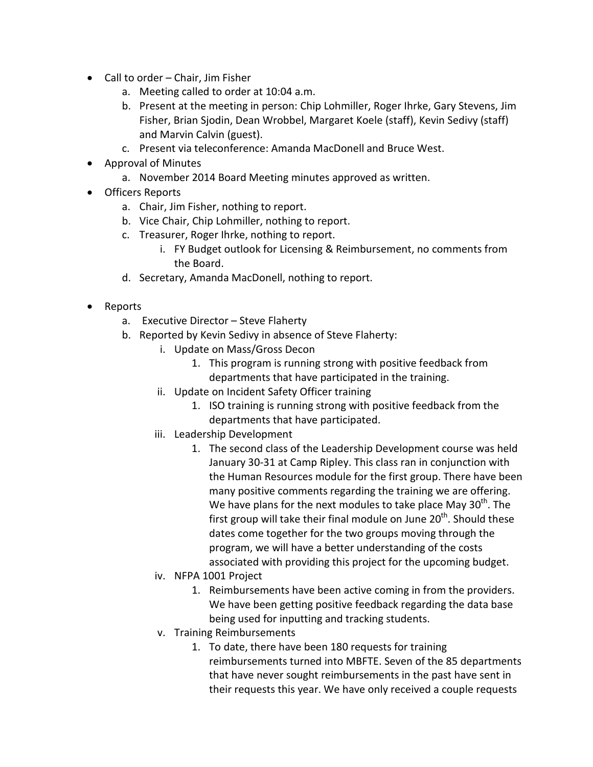- Call to order – Chair, Jim Fisher
    a. Meeting called to order at 10:04 a.m.
    b. Present at the meeting in person: Chip Lohmiller, Roger Ihrke, Gary Stevens, Jim Fisher, Brian Sjodin, Dean Wrobbel, Margaret Koele (staff), Kevin Sedivy (staff) and Marvin Calvin (guest).
    c. Present via teleconference: Amanda MacDonell and Bruce West.
- Approval of Minutes
    a. November 2014 Board Meeting minutes approved as written.
- Officers Reports
    a. Chair, Jim Fisher, nothing to report.
    b. Vice Chair, Chip Lohmiller, nothing to report.
    c. Treasurer, Roger Ihrke, nothing to report.
        i. FY Budget outlook for Licensing & Reimbursement, no comments from the Board.
    d. Secretary, Amanda MacDonell, nothing to report.

- Reports
    a. Executive Director – Steve Flaherty
    b. Reported by Kevin Sedivy in absence of Steve Flaherty:
        i. Update on Mass/Gross Decon
            1. This program is running strong with positive feedback from departments that have participated in the training.
        ii. Update on Incident Safety Officer training
            1. ISO training is running strong with positive feedback from the departments that have participated.
        iii. Leadership Development
            1. The second class of the Leadership Development course was held January 30-31 at Camp Ripley. This class ran in conjunction with the Human Resources module for the first group. There have been many positive comments regarding the training we are offering. We have plans for the next modules to take place May 30th. The first group will take their final module on June 20th. Should these dates come together for the two groups moving through the program, we will have a better understanding of the costs associated with providing this project for the upcoming budget.
        iv. NFPA 1001 Project
            1. Reimbursements have been active coming in from the providers. We have been getting positive feedback regarding the data base being used for inputting and tracking students.
        v. Training Reimbursements
            1. To date, there have been 180 requests for training reimbursements turned into MBFTE. Seven of the 85 departments that have never sought reimbursements in the past have sent in their requests this year. We have only received a couple requests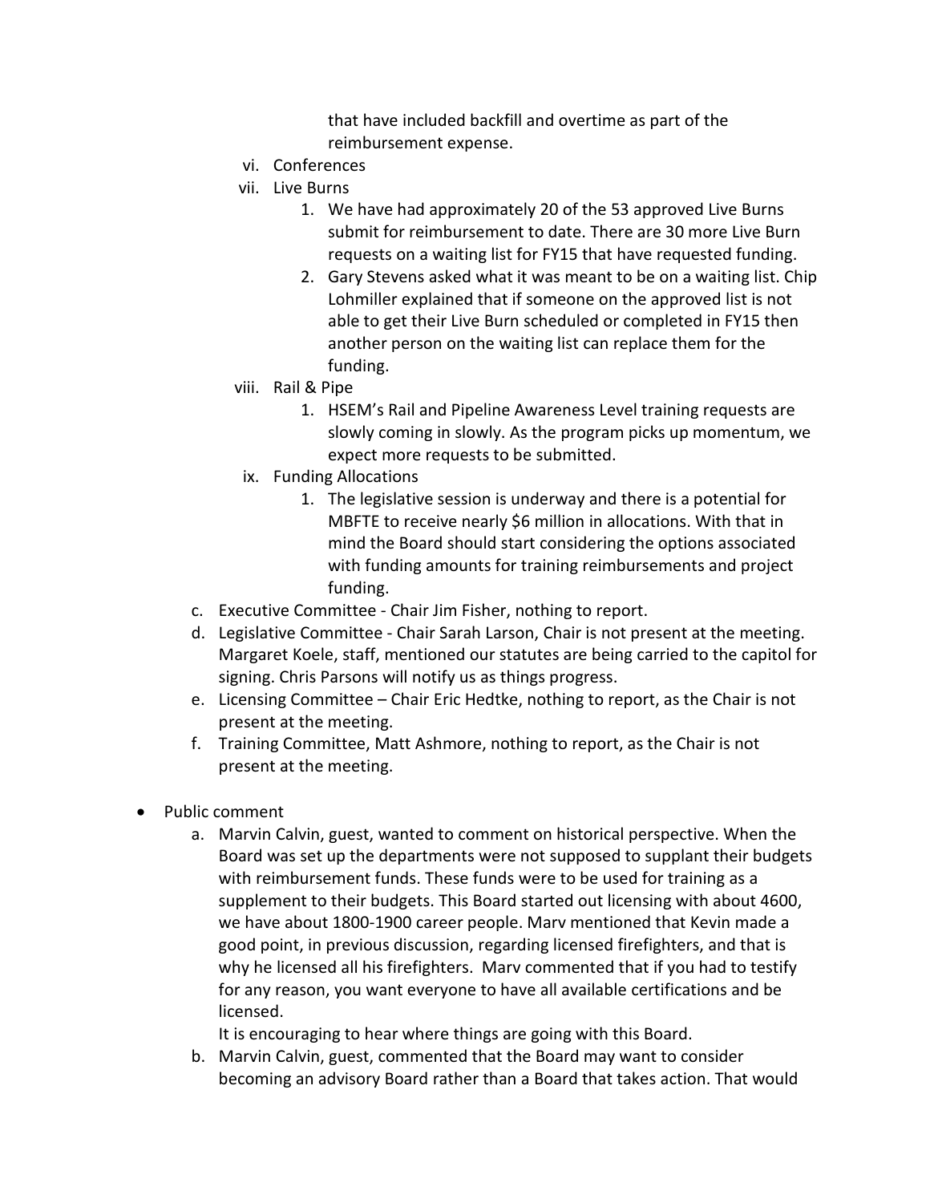that have included backfill and overtime as part of the reimbursement expense.

vi. Conferences

vii. Live Burns

   1. We have had approximately 20 of the 53 approved Live Burns submit for reimbursement to date. There are 30 more Live Burn requests on a waiting list for FY15 that have requested funding.
   2. Gary Stevens asked what it was meant to be on a waiting list. Chip Lohmiller explained that if someone on the approved list is not able to get their Live Burn scheduled or completed in FY15 then another person on the waiting list can replace them for the funding.

viii. Rail & Pipe

   1. HSEM's Rail and Pipeline Awareness Level training requests are slowly coming in slowly. As the program picks up momentum, we expect more requests to be submitted.

ix. Funding Allocations

   1. The legislative session is underway and there is a potential for MBFTE to receive nearly $6 million in allocations. With that in mind the Board should start considering the options associated with funding amounts for training reimbursements and project funding.

c. Executive Committee - Chair Jim Fisher, nothing to report.

d. Legislative Committee - Chair Sarah Larson, Chair is not present at the meeting. Margaret Koele, staff, mentioned our statutes are being carried to the capitol for signing. Chris Parsons will notify us as things progress.

e. Licensing Committee – Chair Eric Hedtke, nothing to report, as the Chair is not present at the meeting.

f. Training Committee, Matt Ashmore, nothing to report, as the Chair is not present at the meeting.

- Public comment
   a. Marvin Calvin, guest, wanted to comment on historical perspective. When the Board was set up the departments were not supposed to supplant their budgets with reimbursement funds. These funds were to be used for training as a supplement to their budgets. This Board started out licensing with about 4600, we have about 1800-1900 career people. Marv mentioned that Kevin made a good point, in previous discussion, regarding licensed firefighters, and that is why he licensed all his firefighters. Marv commented that if you had to testify for any reason, you want everyone to have all available certifications and be licensed.

      It is encouraging to hear where things are going with this Board.

   b. Marvin Calvin, guest, commented that the Board may want to consider becoming an advisory Board rather than a Board that takes action. That would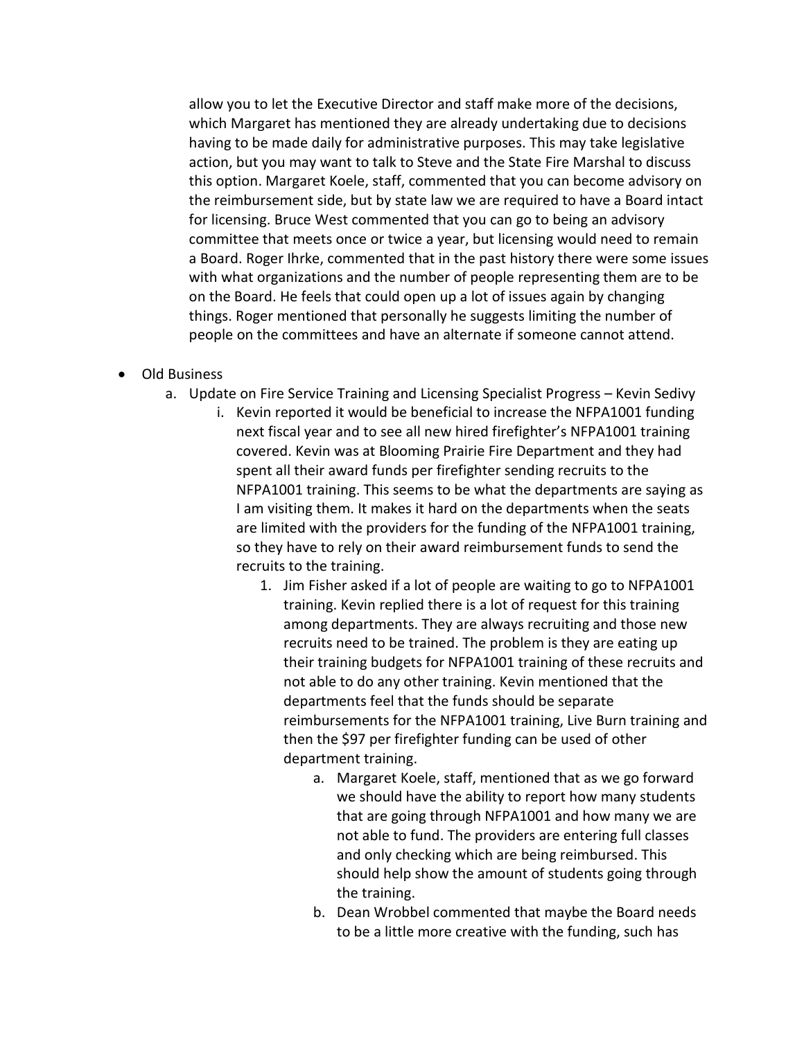allow you to let the Executive Director and staff make more of the decisions, which Margaret has mentioned they are already undertaking due to decisions having to be made daily for administrative purposes. This may take legislative action, but you may want to talk to Steve and the State Fire Marshal to discuss this option. Margaret Koele, staff, commented that you can become advisory on the reimbursement side, but by state law we are required to have a Board intact for licensing. Bruce West commented that you can go to being an advisory committee that meets once or twice a year, but licensing would need to remain a Board. Roger Ihrke, commented that in the past history there were some issues with what organizations and the number of people representing them are to be on the Board. He feels that could open up a lot of issues again by changing things. Roger mentioned that personally he suggests limiting the number of people on the committees and have an alternate if someone cannot attend.

- Old Business
  - a. Update on Fire Service Training and Licensing Specialist Progress – Kevin Sedivy
    - i. Kevin reported it would be beneficial to increase the NFPA1001 funding next fiscal year and to see all new hired firefighter's NFPA1001 training covered. Kevin was at Blooming Prairie Fire Department and they had spent all their award funds per firefighter sending recruits to the NFPA1001 training. This seems to be what the departments are saying as I am visiting them. It makes it hard on the departments when the seats are limited with the providers for the funding of the NFPA1001 training, so they have to rely on their award reimbursement funds to send the recruits to the training.
      1. Jim Fisher asked if a lot of people are waiting to go to NFPA1001 training. Kevin replied there is a lot of request for this training among departments. They are always recruiting and those new recruits need to be trained. The problem is they are eating up their training budgets for NFPA1001 training of these recruits and not able to do any other training. Kevin mentioned that the departments feel that the funds should be separate reimbursements for the NFPA1001 training, Live Burn training and then the $97 per firefighter funding can be used of other department training.
         - a. Margaret Koele, staff, mentioned that as we go forward we should have the ability to report how many students that are going through NFPA1001 and how many we are not able to fund. The providers are entering full classes and only checking which are being reimbursed. This should help show the amount of students going through the training.
         - b. Dean Wrobbel commented that maybe the Board needs to be a little more creative with the funding, such has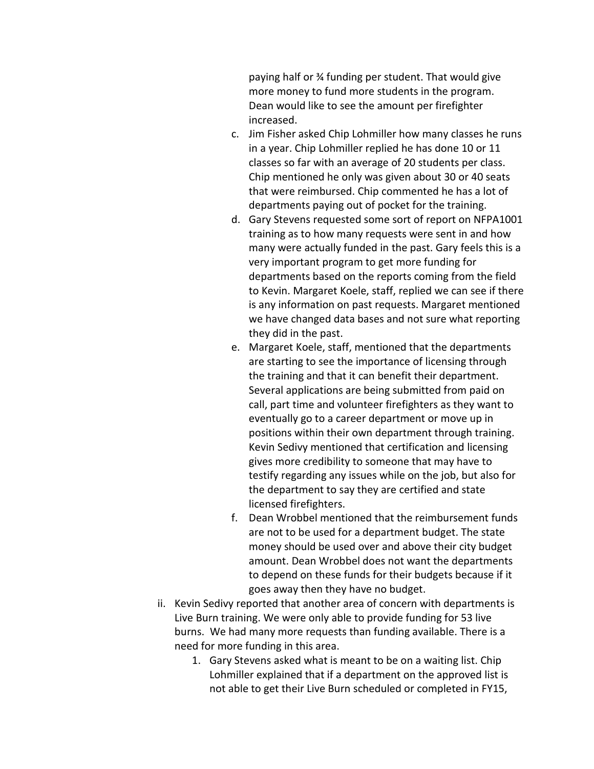paying half or ¾ funding per student. That would give more money to fund more students in the program. Dean would like to see the amount per firefighter increased.

c. Jim Fisher asked Chip Lohmiller how many classes he runs in a year. Chip Lohmiller replied he has done 10 or 11 classes so far with an average of 20 students per class. Chip mentioned he only was given about 30 or 40 seats that were reimbursed. Chip commented he has a lot of departments paying out of pocket for the training.

d. Gary Stevens requested some sort of report on NFPA1001 training as to how many requests were sent in and how many were actually funded in the past. Gary feels this is a very important program to get more funding for departments based on the reports coming from the field to Kevin. Margaret Koele, staff, replied we can see if there is any information on past requests. Margaret mentioned we have changed data bases and not sure what reporting they did in the past.

e. Margaret Koele, staff, mentioned that the departments are starting to see the importance of licensing through the training and that it can benefit their department. Several applications are being submitted from paid on call, part time and volunteer firefighters as they want to eventually go to a career department or move up in positions within their own department through training. Kevin Sedivy mentioned that certification and licensing gives more credibility to someone that may have to testify regarding any issues while on the job, but also for the department to say they are certified and state licensed firefighters.

f. Dean Wrobbel mentioned that the reimbursement funds are not to be used for a department budget. The state money should be used over and above their city budget amount. Dean Wrobbel does not want the departments to depend on these funds for their budgets because if it goes away then they have no budget.

ii. Kevin Sedivy reported that another area of concern with departments is Live Burn training. We were only able to provide funding for 53 live burns. We had many more requests than funding available. There is a need for more funding in this area.

1. Gary Stevens asked what is meant to be on a waiting list. Chip Lohmiller explained that if a department on the approved list is not able to get their Live Burn scheduled or completed in FY15,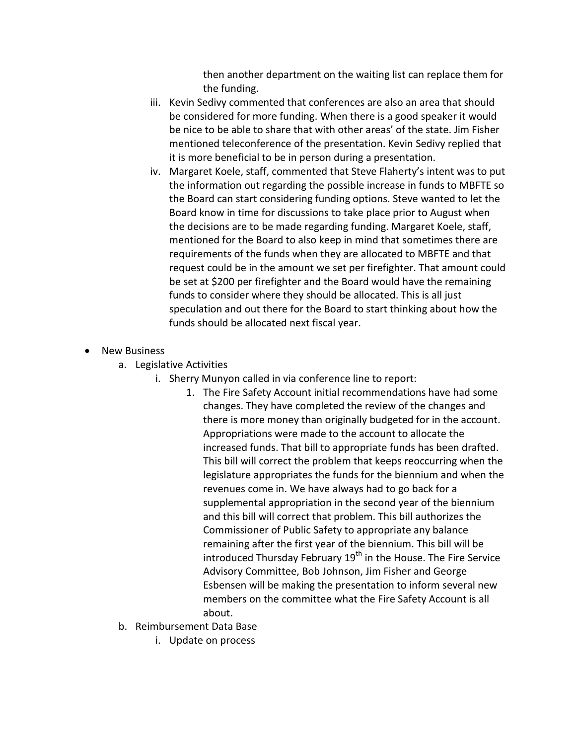then another department on the waiting list can replace them for the funding.

iii. Kevin Sedivy commented that conferences are also an area that should be considered for more funding. When there is a good speaker it would be nice to be able to share that with other areas' of the state. Jim Fisher mentioned teleconference of the presentation. Kevin Sedivy replied that it is more beneficial to be in person during a presentation.

iv. Margaret Koele, staff, commented that Steve Flaherty's intent was to put the information out regarding the possible increase in funds to MBFTE so the Board can start considering funding options. Steve wanted to let the Board know in time for discussions to take place prior to August when the decisions are to be made regarding funding. Margaret Koele, staff, mentioned for the Board to also keep in mind that sometimes there are requirements of the funds when they are allocated to MBFTE and that request could be in the amount we set per firefighter. That amount could be set at $200 per firefighter and the Board would have the remaining funds to consider where they should be allocated. This is all just speculation and out there for the Board to start thinking about how the funds should be allocated next fiscal year.

- New Business
  a. Legislative Activities
     i. Sherry Munyon called in via conference line to report:
        1. The Fire Safety Account initial recommendations have had some changes. They have completed the review of the changes and there is more money than originally budgeted for in the account. Appropriations were made to the account to allocate the increased funds. That bill to appropriate funds has been drafted. This bill will correct the problem that keeps reoccurring when the legislature appropriates the funds for the biennium and when the revenues come in. We have always had to go back for a supplemental appropriation in the second year of the biennium and this bill will correct that problem. This bill authorizes the Commissioner of Public Safety to appropriate any balance remaining after the first year of the biennium. This bill will be introduced Thursday February 19th in the House. The Fire Service Advisory Committee, Bob Johnson, Jim Fisher and George Esbensen will be making the presentation to inform several new members on the committee what the Fire Safety Account is all about.
  b. Reimbursement Data Base
     i. Update on process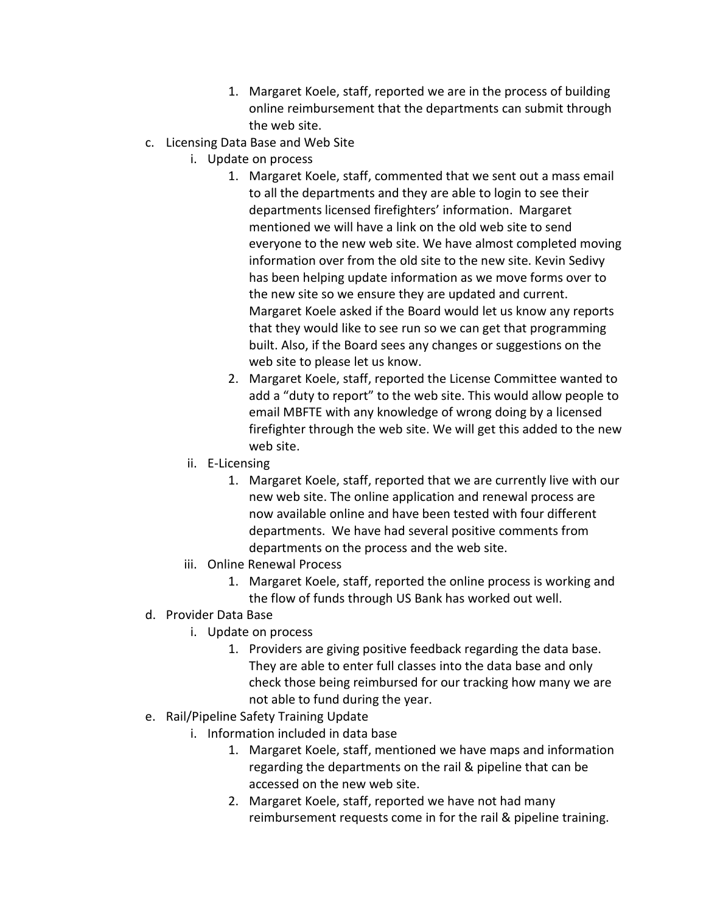1. Margaret Koele, staff, reported we are in the process of building online reimbursement that the departments can submit through the web site.

c. Licensing Data Base and Web Site
   i. Update on process
      1. Margaret Koele, staff, commented that we sent out a mass email to all the departments and they are able to login to see their departments licensed firefighters' information. Margaret mentioned we will have a link on the old web site to send everyone to the new web site. We have almost completed moving information over from the old site to the new site. Kevin Sedivy has been helping update information as we move forms over to the new site so we ensure they are updated and current. Margaret Koele asked if the Board would let us know any reports that they would like to see run so we can get that programming built. Also, if the Board sees any changes or suggestions on the web site to please let us know.
      2. Margaret Koele, staff, reported the License Committee wanted to add a "duty to report" to the web site. This would allow people to email MBFTE with any knowledge of wrong doing by a licensed firefighter through the web site. We will get this added to the new web site.
   ii. E-Licensing
      1. Margaret Koele, staff, reported that we are currently live with our new web site. The online application and renewal process are now available online and have been tested with four different departments. We have had several positive comments from departments on the process and the web site.
   iii. Online Renewal Process
      1. Margaret Koele, staff, reported the online process is working and the flow of funds through US Bank has worked out well.

d. Provider Data Base
   i. Update on process
      1. Providers are giving positive feedback regarding the data base. They are able to enter full classes into the data base and only check those being reimbursed for our tracking how many we are not able to fund during the year.

e. Rail/Pipeline Safety Training Update
   i. Information included in data base
      1. Margaret Koele, staff, mentioned we have maps and information regarding the departments on the rail & pipeline that can be accessed on the new web site.
      2. Margaret Koele, staff, reported we have not had many reimbursement requests come in for the rail & pipeline training.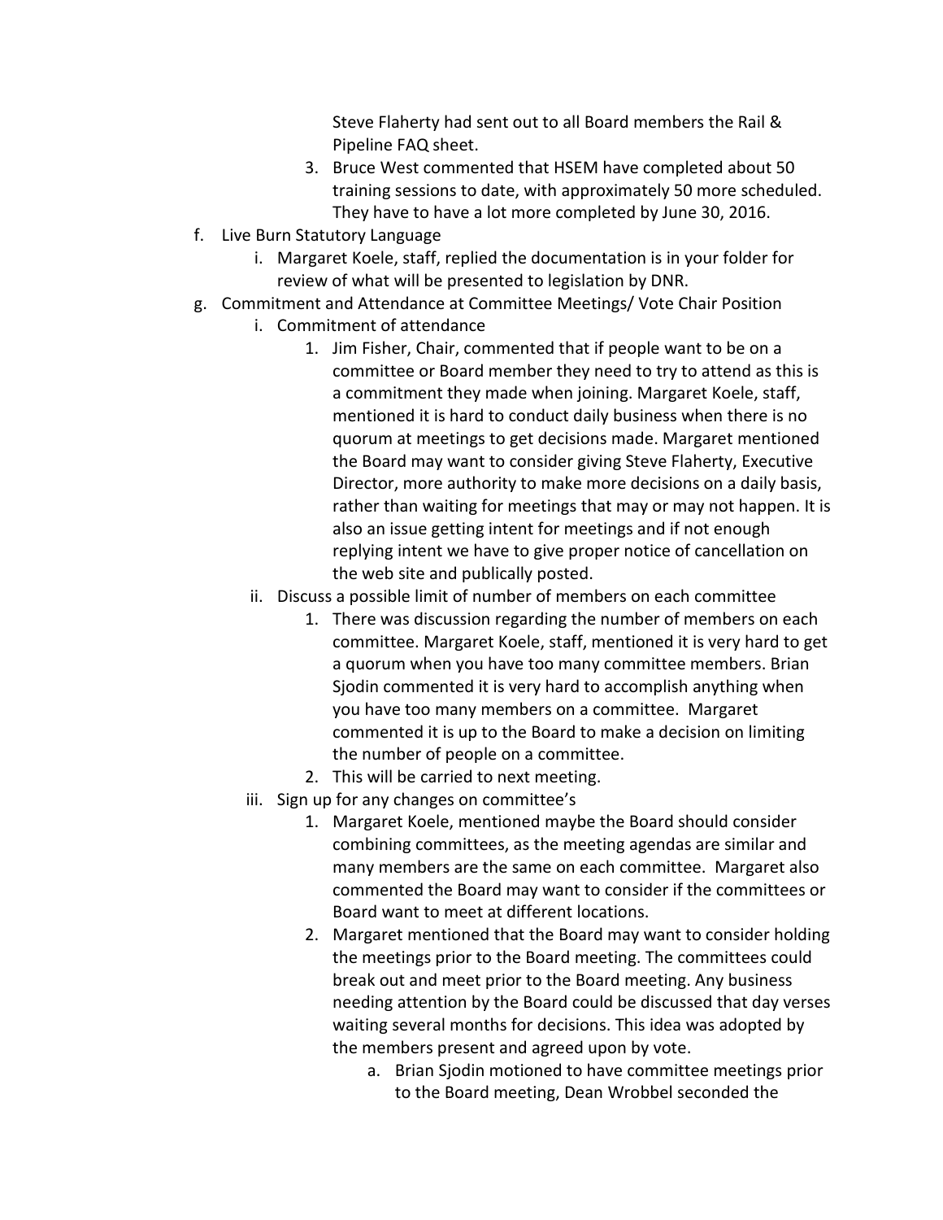Steve Flaherty had sent out to all Board members the Rail & Pipeline FAQ sheet.

3. Bruce West commented that HSEM have completed about 50 training sessions to date, with approximately 50 more scheduled. They have to have a lot more completed by June 30, 2016.

f. Live Burn Statutory Language
    i. Margaret Koele, staff, replied the documentation is in your folder for review of what will be presented to legislation by DNR.

g. Commitment and Attendance at Committee Meetings/ Vote Chair Position
    i. Commitment of attendance
        1. Jim Fisher, Chair, commented that if people want to be on a committee or Board member they need to try to attend as this is a commitment they made when joining. Margaret Koele, staff, mentioned it is hard to conduct daily business when there is no quorum at meetings to get decisions made. Margaret mentioned the Board may want to consider giving Steve Flaherty, Executive Director, more authority to make more decisions on a daily basis, rather than waiting for meetings that may or may not happen. It is also an issue getting intent for meetings and if not enough replying intent we have to give proper notice of cancellation on the web site and publically posted.
    ii. Discuss a possible limit of number of members on each committee
        1. There was discussion regarding the number of members on each committee. Margaret Koele, staff, mentioned it is very hard to get a quorum when you have too many committee members. Brian Sjodin commented it is very hard to accomplish anything when you have too many members on a committee. Margaret commented it is up to the Board to make a decision on limiting the number of people on a committee.
        2. This will be carried to next meeting.
    iii. Sign up for any changes on committee's
        1. Margaret Koele, mentioned maybe the Board should consider combining committees, as the meeting agendas are similar and many members are the same on each committee. Margaret also commented the Board may want to consider if the committees or Board want to meet at different locations.
        2. Margaret mentioned that the Board may want to consider holding the meetings prior to the Board meeting. The committees could break out and meet prior to the Board meeting. Any business needing attention by the Board could be discussed that day verses waiting several months for decisions. This idea was adopted by the members present and agreed upon by vote.
            a. Brian Sjodin motioned to have committee meetings prior to the Board meeting, Dean Wrobbel seconded the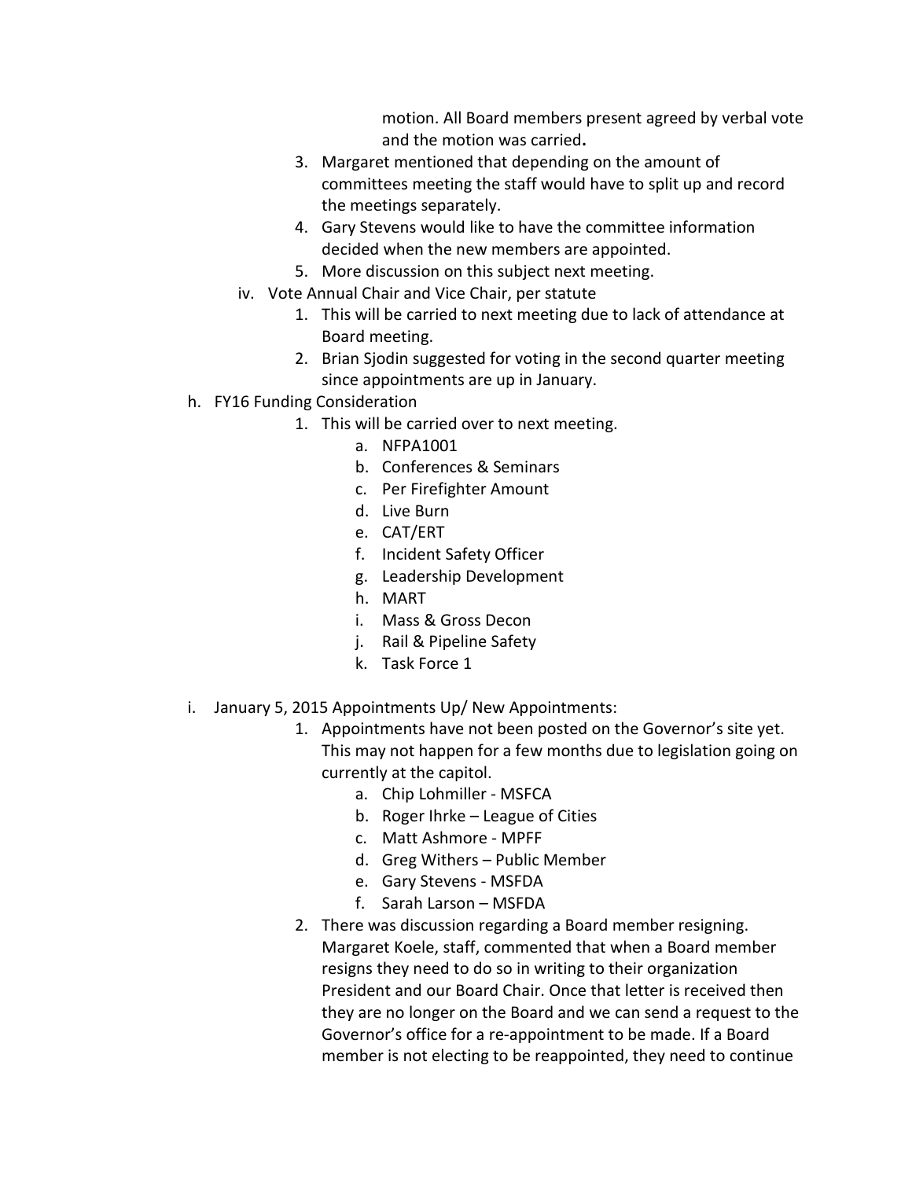motion. All Board members present agreed by verbal vote and the motion was carried**.**

3. Margaret mentioned that depending on the amount of committees meeting the staff would have to split up and record the meetings separately.
4. Gary Stevens would like to have the committee information decided when the new members are appointed.
5. More discussion on this subject next meeting.

iv. Vote Annual Chair and Vice Chair, per statute

1. This will be carried to next meeting due to lack of attendance at Board meeting.
2. Brian Sjodin suggested for voting in the second quarter meeting since appointments are up in January.

h. FY16 Funding Consideration

1. This will be carried over to next meeting.
    a. NFPA1001
    b. Conferences & Seminars
    c. Per Firefighter Amount
    d. Live Burn
    e. CAT/ERT
    f. Incident Safety Officer
    g. Leadership Development
    h. MART
    i. Mass & Gross Decon
    j. Rail & Pipeline Safety
    k. Task Force 1

i. January 5, 2015 Appointments Up/ New Appointments:

1. Appointments have not been posted on the Governor's site yet. This may not happen for a few months due to legislation going on currently at the capitol.
    a. Chip Lohmiller - MSFCA
    b. Roger Ihrke – League of Cities
    c. Matt Ashmore - MPFF
    d. Greg Withers – Public Member
    e. Gary Stevens - MSFDA
    f. Sarah Larson – MSFDA
2. There was discussion regarding a Board member resigning. Margaret Koele, staff, commented that when a Board member resigns they need to do so in writing to their organization President and our Board Chair. Once that letter is received then they are no longer on the Board and we can send a request to the Governor's office for a re-appointment to be made. If a Board member is not electing to be reappointed, they need to continue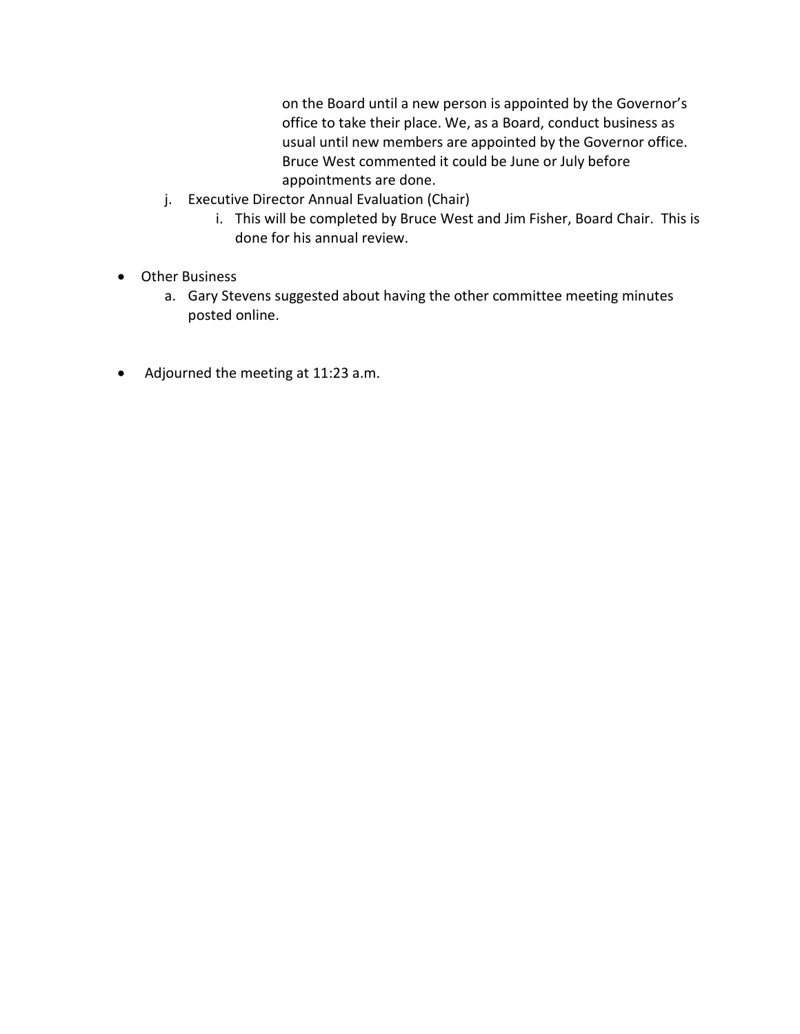on the Board until a new person is appointed by the Governor's office to take their place. We, as a Board, conduct business as usual until new members are appointed by the Governor office. Bruce West commented it could be June or July before appointments are done.

- j. Executive Director Annual Evaluation (Chair)
  - i. This will be completed by Bruce West and Jim Fisher, Board Chair. This is done for his annual review.

- Other Business
  - a. Gary Stevens suggested about having the other committee meeting minutes posted online.

- Adjourned the meeting at 11:23 a.m.